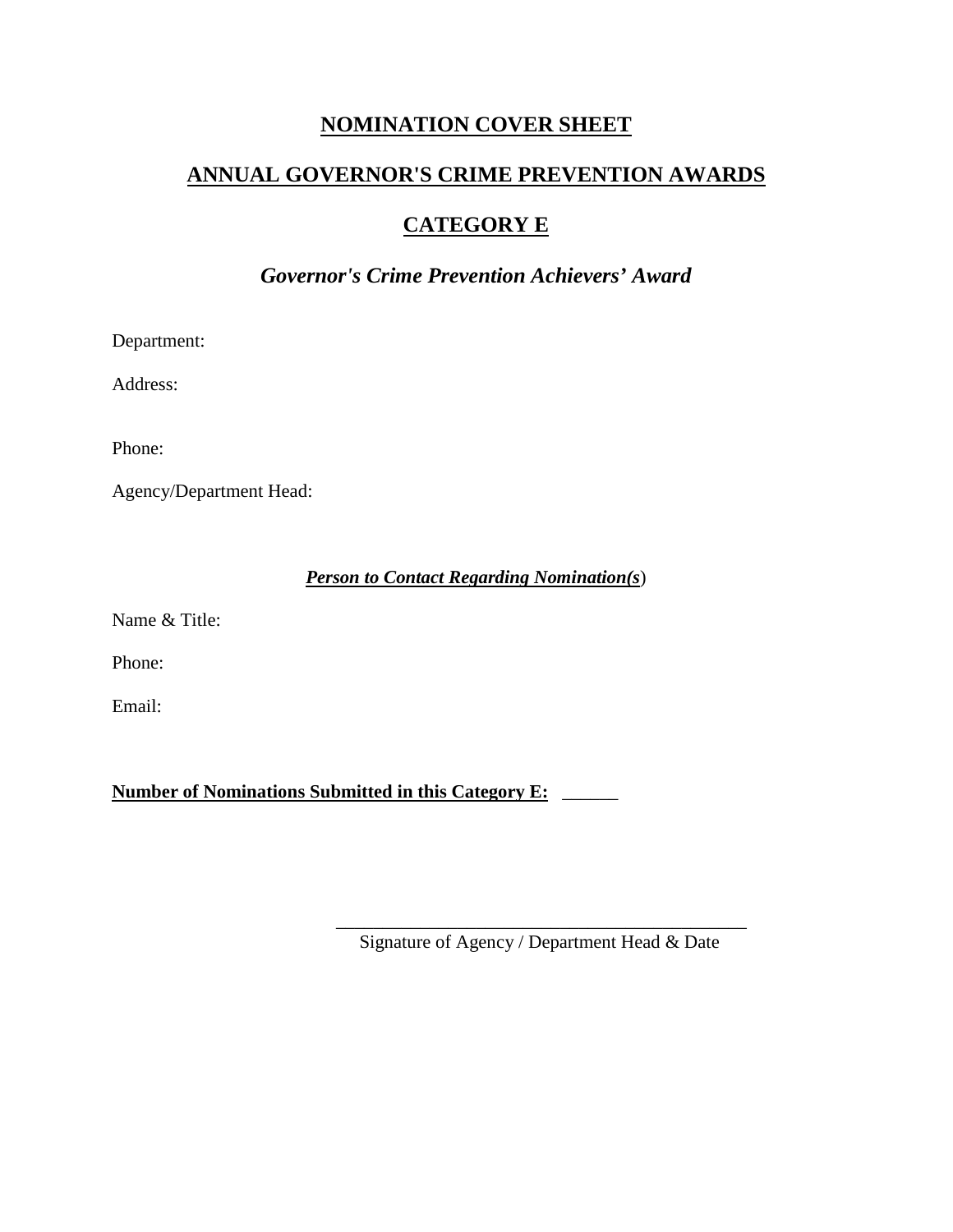# NOMINATION COVER SHEET

## ANNUAL GOVERNOR'S CRIME PREVENTION AWARDS

## CATEGORY E

### *Governor's Crime Prevention Achievers' Award*

Department:

Address:

Phone:

Agency/Department Head:

***Person to Contact Regarding Nomination(s)***

Name & Title:

Phone:

Email:

**Number of Nominations Submitted in this Category E:** ______

____________________________________________
Signature of Agency / Department Head & Date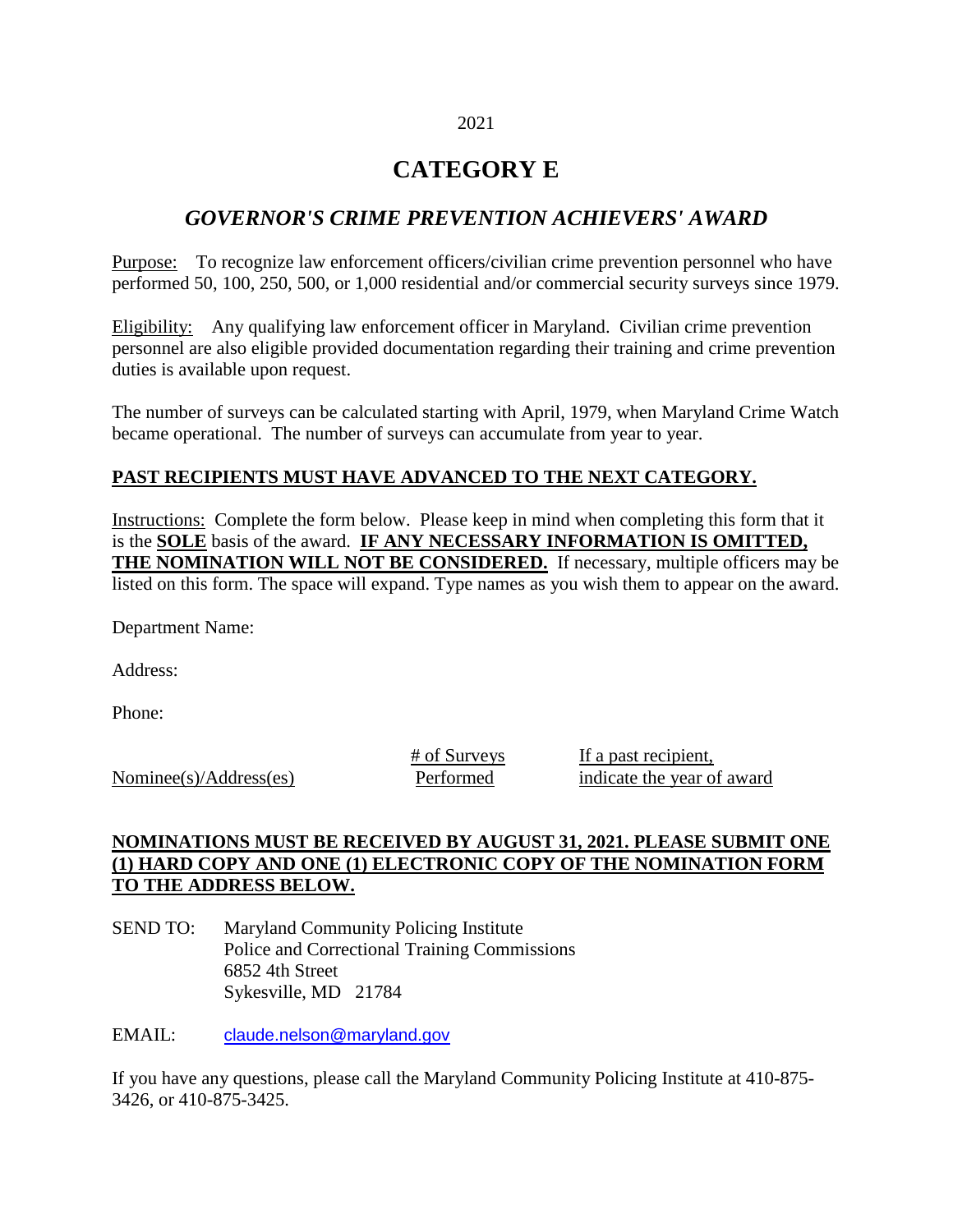2021

# CATEGORY E

## *GOVERNOR'S CRIME PREVENTION ACHIEVERS' AWARD*

Purpose: To recognize law enforcement officers/civilian crime prevention personnel who have performed 50, 100, 250, 500, or 1,000 residential and/or commercial security surveys since 1979.

Eligibility: Any qualifying law enforcement officer in Maryland. Civilian crime prevention personnel are also eligible provided documentation regarding their training and crime prevention duties is available upon request.

The number of surveys can be calculated starting with April, 1979, when Maryland Crime Watch became operational. The number of surveys can accumulate from year to year.

**PAST RECIPIENTS MUST HAVE ADVANCED TO THE NEXT CATEGORY.**

Instructions: Complete the form below. Please keep in mind when completing this form that it is the **SOLE** basis of the award. **IF ANY NECESSARY INFORMATION IS OMITTED, THE NOMINATION WILL NOT BE CONSIDERED.** If necessary, multiple officers may be listed on this form. The space will expand. Type names as you wish them to appear on the award.

Department Name:

Address:

Phone:

| Nominee(s)/Address(es) | # of Surveys Performed | If a past recipient, indicate the year of award |
|---|---|---|

**NOMINATIONS MUST BE RECEIVED BY AUGUST 31, 2021. PLEASE SUBMIT ONE (1) HARD COPY AND ONE (1) ELECTRONIC COPY OF THE NOMINATION FORM TO THE ADDRESS BELOW.**

SEND TO: Maryland Community Policing Institute
Police and Correctional Training Commissions
6852 4th Street
Sykesville, MD 21784

EMAIL: claude.nelson@maryland.gov

If you have any questions, please call the Maryland Community Policing Institute at 410-875-3426, or 410-875-3425.